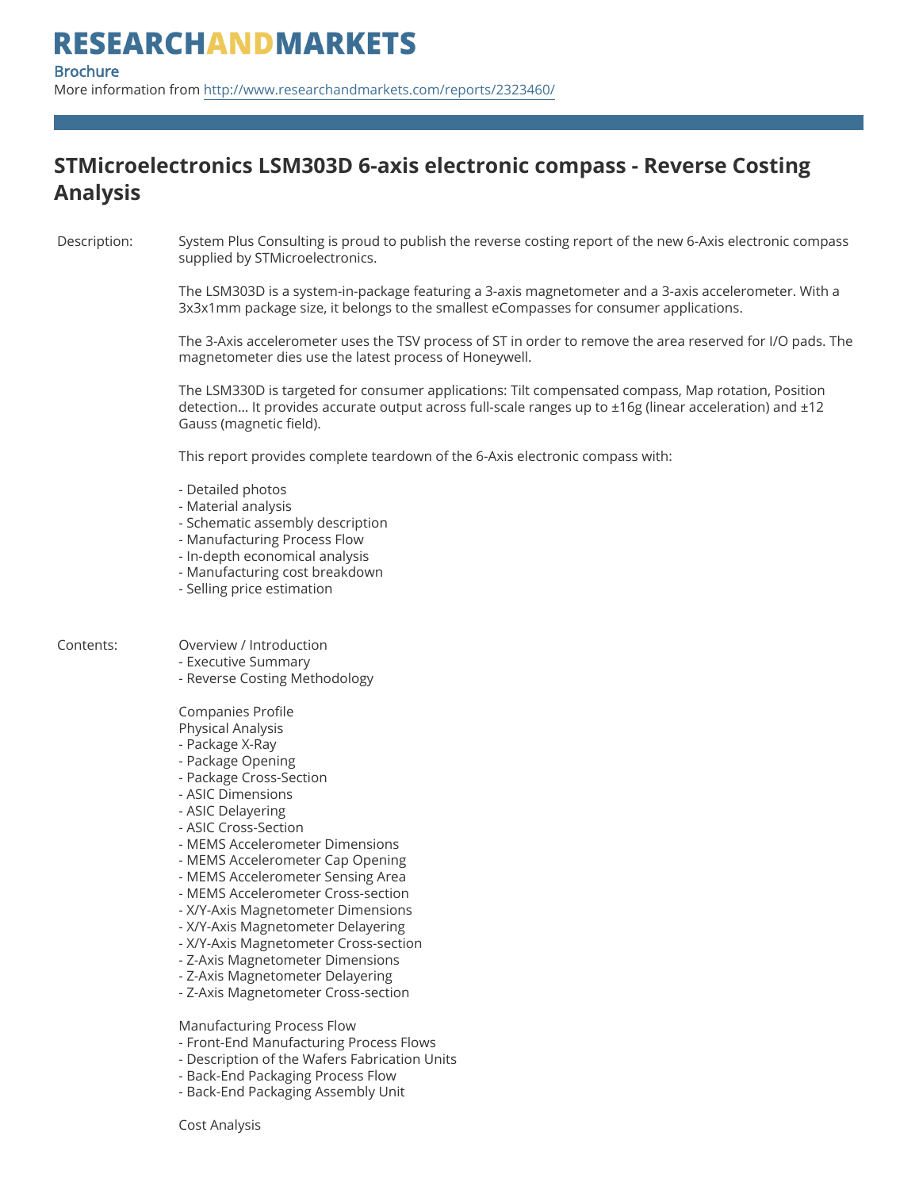# RESEARCHANDMARKETS

Brochure

More information from http://www.researchandmarkets.com/reports/2323460/

## STMicroelectronics LSM303D 6-axis electronic compass - Reverse Costing Analysis

**Description:**

System Plus Consulting is proud to publish the reverse costing report of the new 6-Axis electronic compass supplied by STMicroelectronics.

The LSM303D is a system-in-package featuring a 3-axis magnetometer and a 3-axis accelerometer. With a 3x3x1mm package size, it belongs to the smallest eCompasses for consumer applications.

The 3-Axis accelerometer uses the TSV process of ST in order to remove the area reserved for I/O pads. The magnetometer dies use the latest process of Honeywell.

The LSM330D is targeted for consumer applications: Tilt compensated compass, Map rotation, Position detection... It provides accurate output across full-scale ranges up to ±16g (linear acceleration) and ±12 Gauss (magnetic field).

This report provides complete teardown of the 6-Axis electronic compass with:

- Detailed photos
- Material analysis
- Schematic assembly description
- Manufacturing Process Flow
- In-depth economical analysis
- Manufacturing cost breakdown
- Selling price estimation

**Contents:**

Overview / Introduction
- Executive Summary
- Reverse Costing Methodology

Companies Profile

Physical Analysis
- Package X-Ray
- Package Opening
- Package Cross-Section
- ASIC Dimensions
- ASIC Delayering
- ASIC Cross-Section
- MEMS Accelerometer Dimensions
- MEMS Accelerometer Cap Opening
- MEMS Accelerometer Sensing Area
- MEMS Accelerometer Cross-section
- X/Y-Axis Magnetometer Dimensions
- X/Y-Axis Magnetometer Delayering
- X/Y-Axis Magnetometer Cross-section
- Z-Axis Magnetometer Dimensions
- Z-Axis Magnetometer Delayering
- Z-Axis Magnetometer Cross-section

Manufacturing Process Flow
- Front-End Manufacturing Process Flows
- Description of the Wafers Fabrication Units
- Back-End Packaging Process Flow
- Back-End Packaging Assembly Unit

Cost Analysis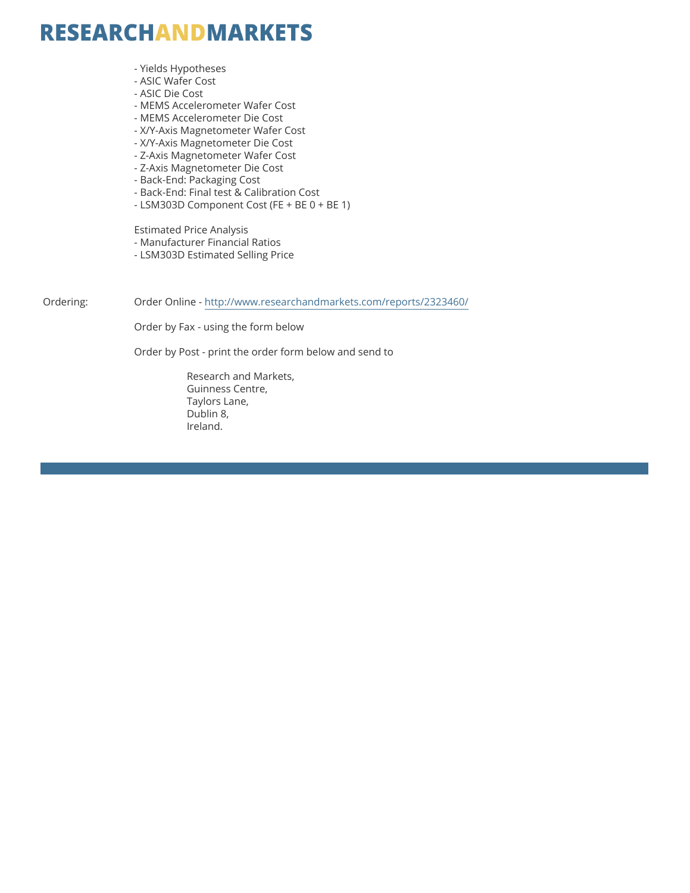- Yields Hypotheses
- ASIC Wafer Cost
- ASIC Die Cost
- MEMS Accelerometer Wafer Cost
- MEMS Accelerometer Die Cost
- X/Y-Axis Magnetometer Wafer Cost
- X/Y-Axis Magnetometer Die Cost
- Z-Axis Magnetometer Wafer Cost
- Z-Axis Magnetometer Die Cost
- Back-End: Packaging Cost
- Back-End: Final test & Calibration Cost
- LSM303D Component Cost (FE + BE 0 + BE 1)

Estimated Price Analysis
- Manufacturer Financial Ratios
- LSM303D Estimated Selling Price

Ordering: Order Online - http://www.researchandmarkets.com/reports/2323460/

Order by Fax - using the form below

Order by Post - print the order form below and send to

Research and Markets,
Guinness Centre,
Taylors Lane,
Dublin 8,
Ireland.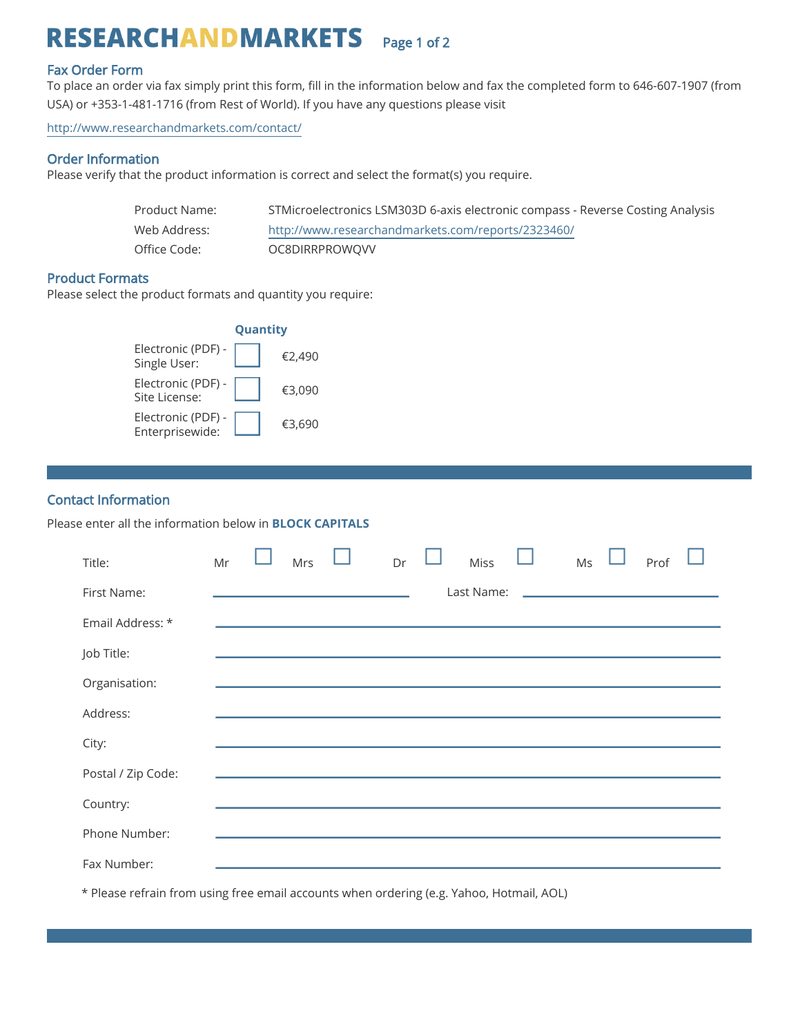# RESEARCHANDMARKETS

## Fax Order Form

To place an order via fax simply print this form, fill in the information below and fax the completed form to 646-607-1907 (from USA) or +353-1-481-1716 (from Rest of World). If you have any questions please visit

http://www.researchandmarkets.com/contact/

## Order Information

Please verify that the product information is correct and select the format(s) you require.

| | |
|---|---|
| Product Name: | STMicroelectronics LSM303D 6-axis electronic compass - Reverse Costing Analysis |
| Web Address: | http://www.researchandmarkets.com/reports/2323460/ |
| Office Code: | OC8DIRRPROWQVV |

## Product Formats

Please select the product formats and quantity you require:

| | Quantity | |
|---|---|---|
| Electronic (PDF) - Single User: | ☐ | €2,490 |
| Electronic (PDF) - Site License: | ☐ | €3,090 |
| Electronic (PDF) - Enterprisewide: | ☐ | €3,690 |

## Contact Information

Please enter all the information below in **BLOCK CAPITALS**

Title: Mr ☐ Mrs ☐ Dr ☐ Miss ☐ Ms ☐ Prof ☐

First Name: ____________________ Last Name: ____________________

Email Address: * ____________________

Job Title: ____________________

Organisation: ____________________

Address: ____________________

City: ____________________

Postal / Zip Code: ____________________

Country: ____________________

Phone Number: ____________________

Fax Number: ____________________

* Please refrain from using free email accounts when ordering (e.g. Yahoo, Hotmail, AOL)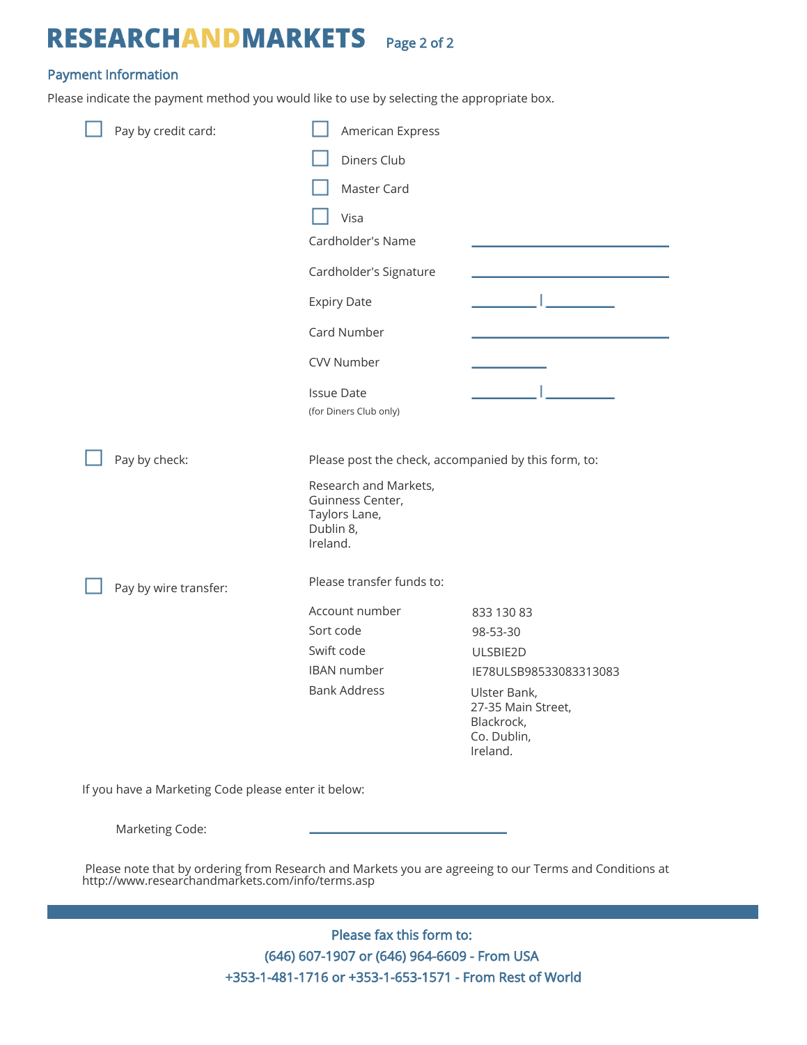## Payment Information

Please indicate the payment method you would like to use by selecting the appropriate box.

☐ Pay by credit card:

- ☐ American Express
- ☐ Diners Club
- ☐ Master Card
- ☐ Visa

Cardholder's Name ____________________

Cardholder's Signature ____________________

Expiry Date ________ | ________

Card Number ____________________

CVV Number ________

Issue Date ________ | ________
(for Diners Club only)

☐ Pay by check:

Please post the check, accompanied by this form, to:

Research and Markets,
Guinness Center,
Taylors Lane,
Dublin 8,
Ireland.

☐ Pay by wire transfer:

Please transfer funds to:

| | |
|---|---|
| Account number | 833 130 83 |
| Sort code | 98-53-30 |
| Swift code | ULSBIE2D |
| IBAN number | IE78ULSB98533083313083 |
| Bank Address | Ulster Bank, 27-35 Main Street, Blackrock, Co. Dublin, Ireland. |

If you have a Marketing Code please enter it below:

Marketing Code: ____________________

Please note that by ordering from Research and Markets you are agreeing to our Terms and Conditions at http://www.researchandmarkets.com/info/terms.asp

**Please fax this form to:**

**(646) 607-1907 or (646) 964-6609 - From USA**

**+353-1-481-1716 or +353-1-653-1571 - From Rest of World**